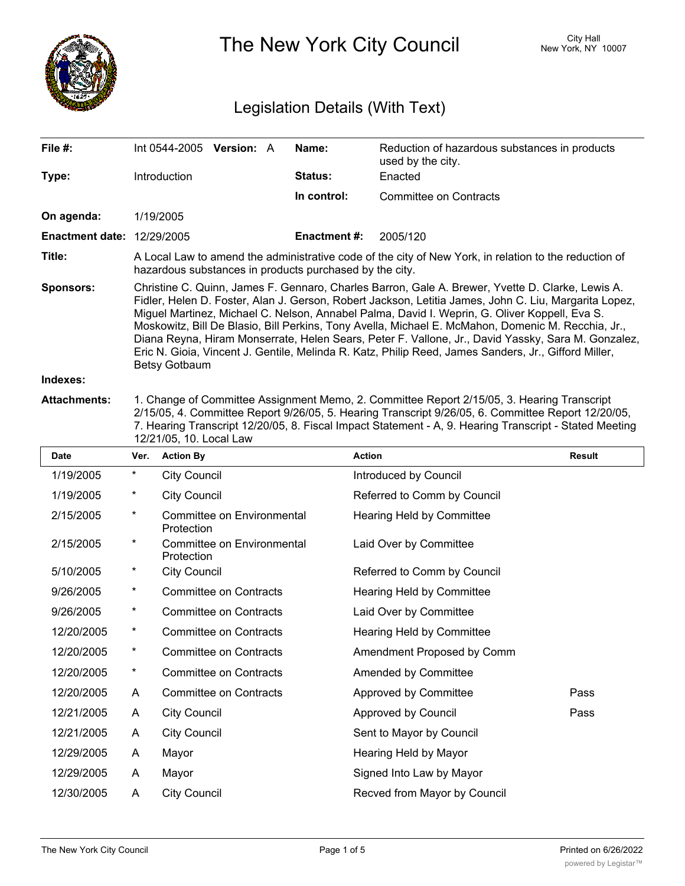# The New York City Council

City Hall
New York, NY 10007

## Legislation Details (With Text)

| | | | |
|---|---|---|---|
| **File #:** | Int 0544-2005 **Version:** A | **Name:** | Reduction of hazardous substances in products used by the city. |
| **Type:** | Introduction | **Status:** | Enacted |
| | | **In control:** | Committee on Contracts |
| **On agenda:** | 1/19/2005 | | |
| **Enactment date:** | 12/29/2005 | **Enactment #:** | 2005/120 |

**Title:** A Local Law to amend the administrative code of the city of New York, in relation to the reduction of hazardous substances in products purchased by the city.

**Sponsors:** Christine C. Quinn, James F. Gennaro, Charles Barron, Gale A. Brewer, Yvette D. Clarke, Lewis A. Fidler, Helen D. Foster, Alan J. Gerson, Robert Jackson, Letitia James, John C. Liu, Margarita Lopez, Miguel Martinez, Michael C. Nelson, Annabel Palma, David I. Weprin, G. Oliver Koppell, Eva S. Moskowitz, Bill De Blasio, Bill Perkins, Tony Avella, Michael E. McMahon, Domenic M. Recchia, Jr., Diana Reyna, Hiram Monserrate, Helen Sears, Peter F. Vallone, Jr., David Yassky, Sara M. Gonzalez, Eric N. Gioia, Vincent J. Gentile, Melinda R. Katz, Philip Reed, James Sanders, Jr., Gifford Miller, Betsy Gotbaum

**Indexes:**

**Attachments:** 1. Change of Committee Assignment Memo, 2. Committee Report 2/15/05, 3. Hearing Transcript 2/15/05, 4. Committee Report 9/26/05, 5. Hearing Transcript 9/26/05, 6. Committee Report 12/20/05, 7. Hearing Transcript 12/20/05, 8. Fiscal Impact Statement - A, 9. Hearing Transcript - Stated Meeting 12/21/05, 10. Local Law

| Date | Ver. | Action By | Action | Result |
|---|---|---|---|---|
| 1/19/2005 | * | City Council | Introduced by Council | |
| 1/19/2005 | * | City Council | Referred to Comm by Council | |
| 2/15/2005 | * | Committee on Environmental Protection | Hearing Held by Committee | |
| 2/15/2005 | * | Committee on Environmental Protection | Laid Over by Committee | |
| 5/10/2005 | * | City Council | Referred to Comm by Council | |
| 9/26/2005 | * | Committee on Contracts | Hearing Held by Committee | |
| 9/26/2005 | * | Committee on Contracts | Laid Over by Committee | |
| 12/20/2005 | * | Committee on Contracts | Hearing Held by Committee | |
| 12/20/2005 | * | Committee on Contracts | Amendment Proposed by Comm | |
| 12/20/2005 | * | Committee on Contracts | Amended by Committee | |
| 12/20/2005 | A | Committee on Contracts | Approved by Committee | Pass |
| 12/21/2005 | A | City Council | Approved by Council | Pass |
| 12/21/2005 | A | City Council | Sent to Mayor by Council | |
| 12/29/2005 | A | Mayor | Hearing Held by Mayor | |
| 12/29/2005 | A | Mayor | Signed Into Law by Mayor | |
| 12/30/2005 | A | City Council | Recved from Mayor by Council | |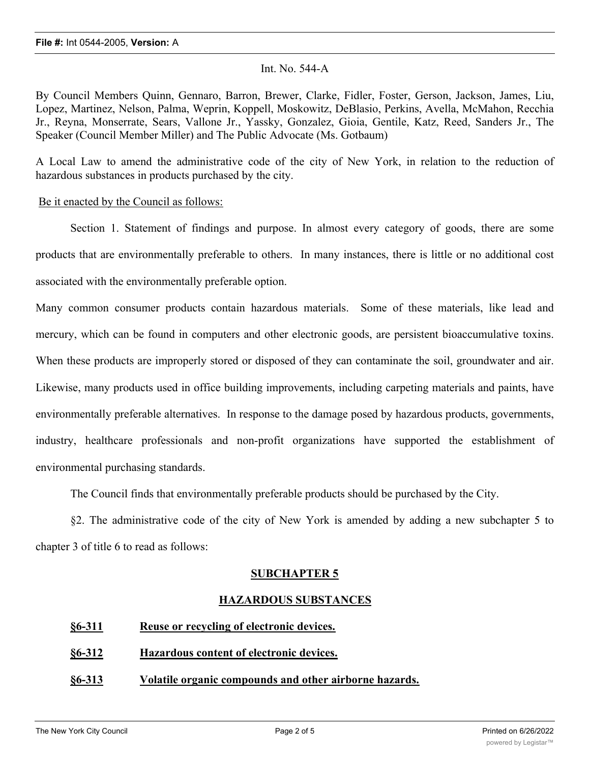Int. No. 544-A

By Council Members Quinn, Gennaro, Barron, Brewer, Clarke, Fidler, Foster, Gerson, Jackson, James, Liu, Lopez, Martinez, Nelson, Palma, Weprin, Koppell, Moskowitz, DeBlasio, Perkins, Avella, McMahon, Recchia Jr., Reyna, Monserrate, Sears, Vallone Jr., Yassky, Gonzalez, Gioia, Gentile, Katz, Reed, Sanders Jr., The Speaker (Council Member Miller) and The Public Advocate (Ms. Gotbaum)

A Local Law to amend the administrative code of the city of New York, in relation to the reduction of hazardous substances in products purchased by the city.

Be it enacted by the Council as follows:

Section 1. Statement of findings and purpose. In almost every category of goods, there are some products that are environmentally preferable to others. In many instances, there is little or no additional cost associated with the environmentally preferable option.

Many common consumer products contain hazardous materials. Some of these materials, like lead and mercury, which can be found in computers and other electronic goods, are persistent bioaccumulative toxins. When these products are improperly stored or disposed of they can contaminate the soil, groundwater and air. Likewise, many products used in office building improvements, including carpeting materials and paints, have environmentally preferable alternatives. In response to the damage posed by hazardous products, governments, industry, healthcare professionals and non-profit organizations have supported the establishment of environmental purchasing standards.

The Council finds that environmentally preferable products should be purchased by the City.

§2. The administrative code of the city of New York is amended by adding a new subchapter 5 to chapter 3 of title 6 to read as follows:

**SUBCHAPTER 5**

**HAZARDOUS SUBSTANCES**

**§6-311 Reuse or recycling of electronic devices.**

**§6-312 Hazardous content of electronic devices.**

**§6-313 Volatile organic compounds and other airborne hazards.**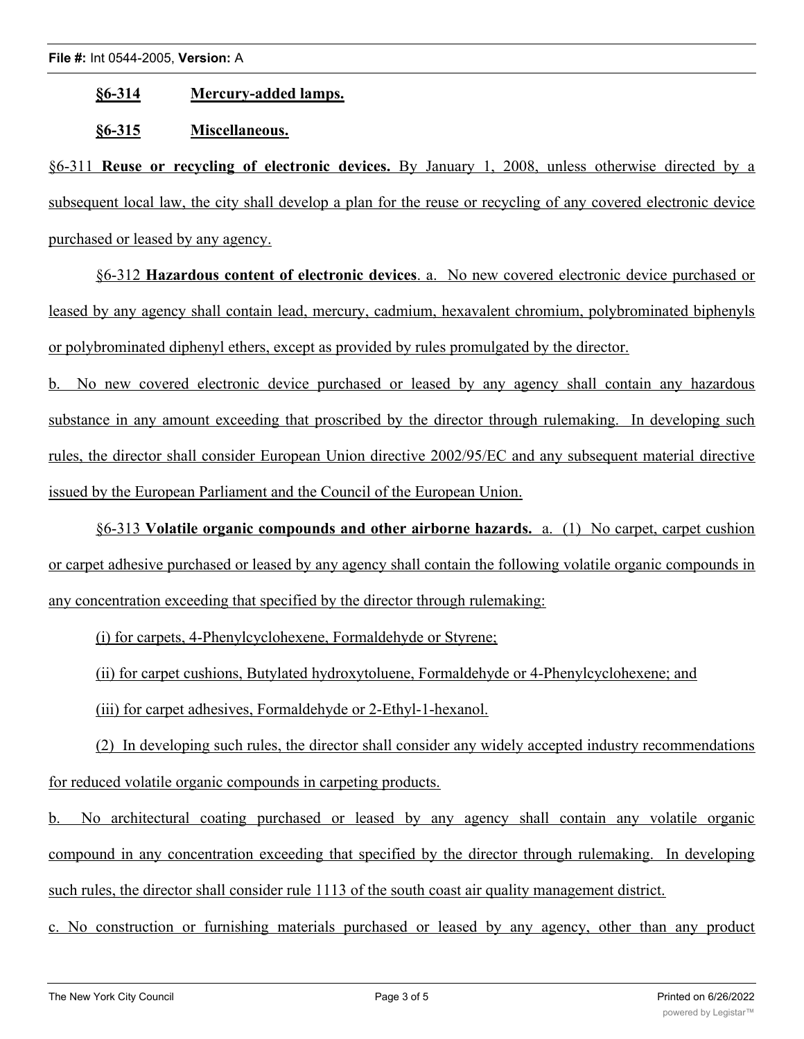**§6-314 Mercury-added lamps.**

**§6-315 Miscellaneous.**

§6-311 **Reuse or recycling of electronic devices.** By January 1, 2008, unless otherwise directed by a subsequent local law, the city shall develop a plan for the reuse or recycling of any covered electronic device purchased or leased by any agency.

§6-312 **Hazardous content of electronic devices**. a. No new covered electronic device purchased or leased by any agency shall contain lead, mercury, cadmium, hexavalent chromium, polybrominated biphenyls or polybrominated diphenyl ethers, except as provided by rules promulgated by the director.

b. No new covered electronic device purchased or leased by any agency shall contain any hazardous substance in any amount exceeding that proscribed by the director through rulemaking. In developing such rules, the director shall consider European Union directive 2002/95/EC and any subsequent material directive issued by the European Parliament and the Council of the European Union.

§6-313 **Volatile organic compounds and other airborne hazards.** a. (1) No carpet, carpet cushion or carpet adhesive purchased or leased by any agency shall contain the following volatile organic compounds in any concentration exceeding that specified by the director through rulemaking:

(i) for carpets, 4-Phenylcyclohexene, Formaldehyde or Styrene;

(ii) for carpet cushions, Butylated hydroxytoluene, Formaldehyde or 4-Phenylcyclohexene; and

(iii) for carpet adhesives, Formaldehyde or 2-Ethyl-1-hexanol.

(2) In developing such rules, the director shall consider any widely accepted industry recommendations for reduced volatile organic compounds in carpeting products.

b. No architectural coating purchased or leased by any agency shall contain any volatile organic compound in any concentration exceeding that specified by the director through rulemaking. In developing such rules, the director shall consider rule 1113 of the south coast air quality management district.

c. No construction or furnishing materials purchased or leased by any agency, other than any product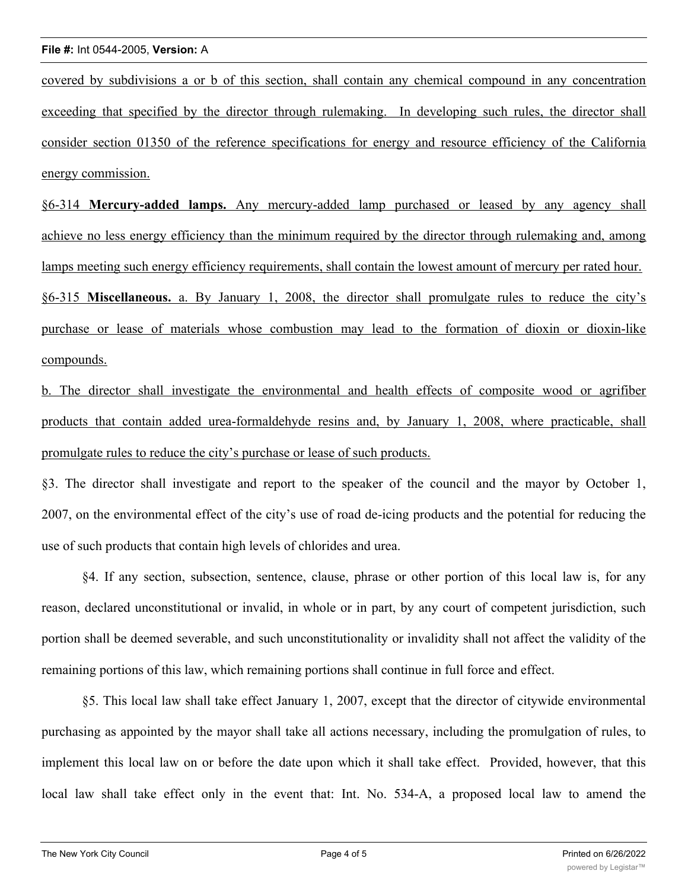covered by subdivisions a or b of this section, shall contain any chemical compound in any concentration exceeding that specified by the director through rulemaking. In developing such rules, the director shall consider section 01350 of the reference specifications for energy and resource efficiency of the California energy commission.

§6-314 **Mercury-added lamps.** Any mercury-added lamp purchased or leased by any agency shall achieve no less energy efficiency than the minimum required by the director through rulemaking and, among lamps meeting such energy efficiency requirements, shall contain the lowest amount of mercury per rated hour.

§6-315 **Miscellaneous.** a. By January 1, 2008, the director shall promulgate rules to reduce the city's purchase or lease of materials whose combustion may lead to the formation of dioxin or dioxin-like compounds.

b. The director shall investigate the environmental and health effects of composite wood or agrifiber products that contain added urea-formaldehyde resins and, by January 1, 2008, where practicable, shall promulgate rules to reduce the city's purchase or lease of such products.

§3. The director shall investigate and report to the speaker of the council and the mayor by October 1, 2007, on the environmental effect of the city's use of road de-icing products and the potential for reducing the use of such products that contain high levels of chlorides and urea.

§4. If any section, subsection, sentence, clause, phrase or other portion of this local law is, for any reason, declared unconstitutional or invalid, in whole or in part, by any court of competent jurisdiction, such portion shall be deemed severable, and such unconstitutionality or invalidity shall not affect the validity of the remaining portions of this law, which remaining portions shall continue in full force and effect.

§5. This local law shall take effect January 1, 2007, except that the director of citywide environmental purchasing as appointed by the mayor shall take all actions necessary, including the promulgation of rules, to implement this local law on or before the date upon which it shall take effect. Provided, however, that this local law shall take effect only in the event that: Int. No. 534-A, a proposed local law to amend the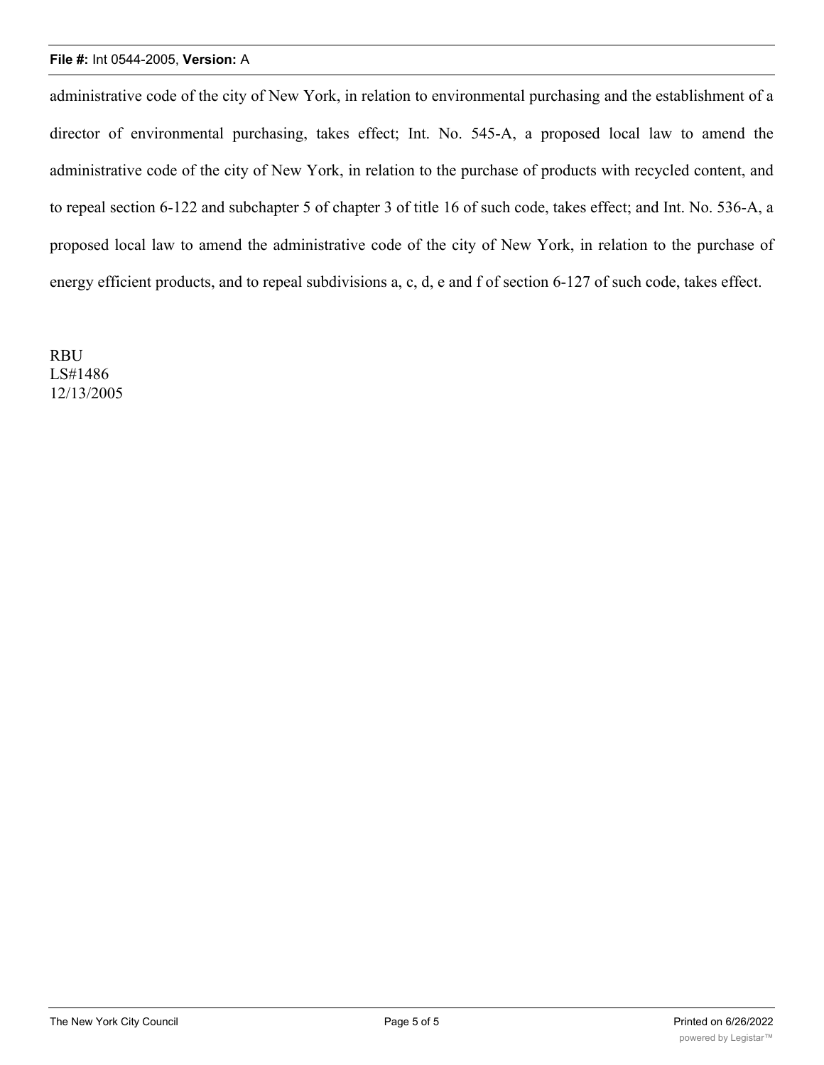administrative code of the city of New York, in relation to environmental purchasing and the establishment of a director of environmental purchasing, takes effect; Int. No. 545-A, a proposed local law to amend the administrative code of the city of New York, in relation to the purchase of products with recycled content, and to repeal section 6-122 and subchapter 5 of chapter 3 of title 16 of such code, takes effect; and Int. No. 536-A, a proposed local law to amend the administrative code of the city of New York, in relation to the purchase of energy efficient products, and to repeal subdivisions a, c, d, e and f of section 6-127 of such code, takes effect.

RBU
LS#1486
12/13/2005